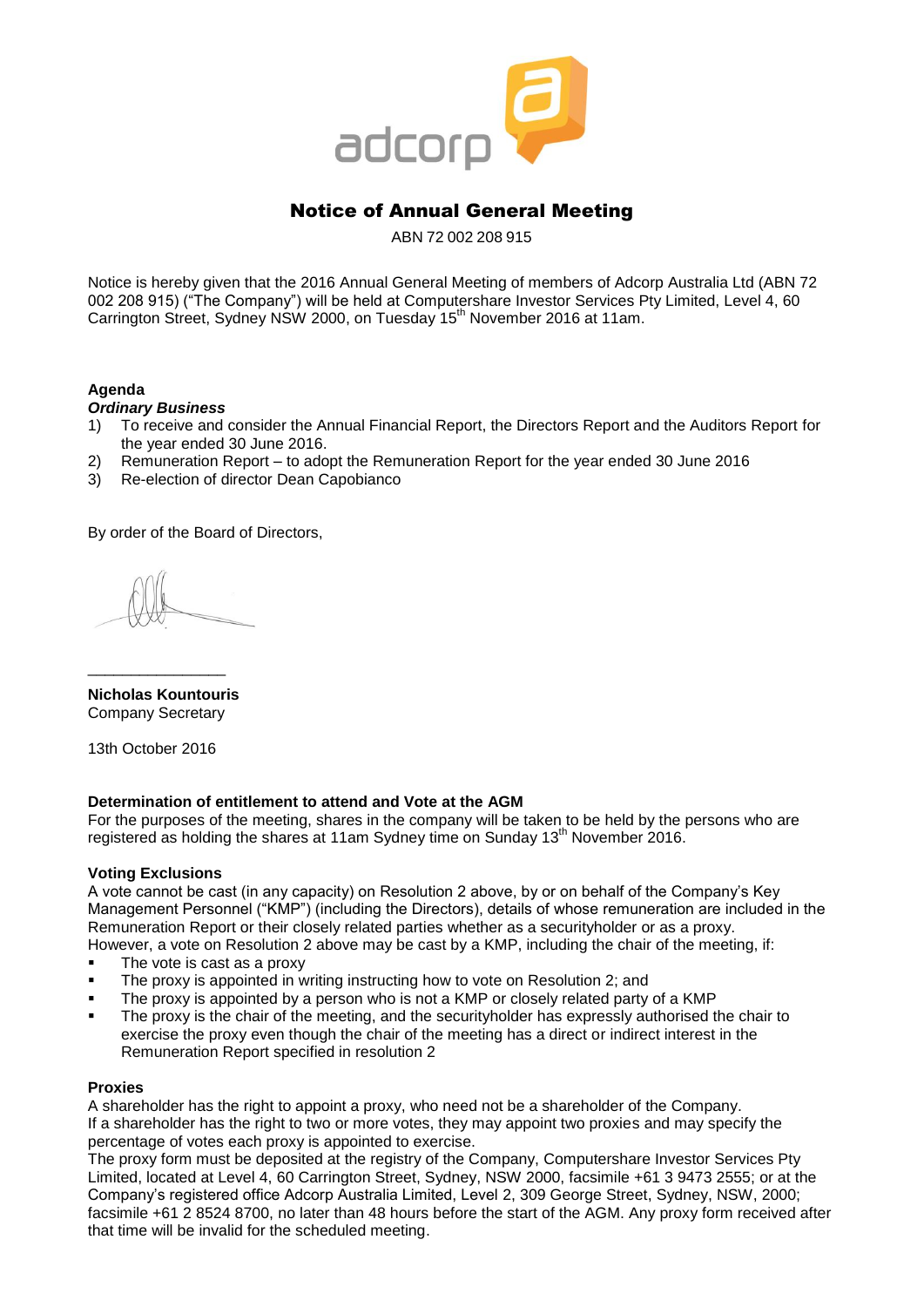# Notice of Annual General Meeting

ABN 72 002 208 915

Notice is hereby given that the 2016 Annual General Meeting of members of Adcorp Australia Ltd (ABN 72 002 208 915) ("The Company") will be held at Computershare Investor Services Pty Limited, Level 4, 60 Carrington Street, Sydney NSW 2000, on Tuesday 15th November 2016 at 11am.

**Agenda**

***Ordinary Business***

1) To receive and consider the Annual Financial Report, the Directors Report and the Auditors Report for the year ended 30 June 2016.
2) Remuneration Report – to adopt the Remuneration Report for the year ended 30 June 2016
3) Re-election of director Dean Capobianco

By order of the Board of Directors,

________________

**Nicholas Kountouris**
Company Secretary

13th October 2016

**Determination of entitlement to attend and Vote at the AGM**

For the purposes of the meeting, shares in the company will be taken to be held by the persons who are registered as holding the shares at 11am Sydney time on Sunday 13th November 2016.

**Voting Exclusions**

A vote cannot be cast (in any capacity) on Resolution 2 above, by or on behalf of the Company's Key Management Personnel ("KMP") (including the Directors), details of whose remuneration are included in the Remuneration Report or their closely related parties whether as a securityholder or as a proxy.
However, a vote on Resolution 2 above may be cast by a KMP, including the chair of the meeting, if:

- The vote is cast as a proxy
- The proxy is appointed in writing instructing how to vote on Resolution 2; and
- The proxy is appointed by a person who is not a KMP or closely related party of a KMP
- The proxy is the chair of the meeting, and the securityholder has expressly authorised the chair to exercise the proxy even though the chair of the meeting has a direct or indirect interest in the Remuneration Report specified in resolution 2

**Proxies**

A shareholder has the right to appoint a proxy, who need not be a shareholder of the Company.
If a shareholder has the right to two or more votes, they may appoint two proxies and may specify the percentage of votes each proxy is appointed to exercise.
The proxy form must be deposited at the registry of the Company, Computershare Investor Services Pty Limited, located at Level 4, 60 Carrington Street, Sydney, NSW 2000, facsimile +61 3 9473 2555; or at the Company's registered office Adcorp Australia Limited, Level 2, 309 George Street, Sydney, NSW, 2000; facsimile +61 2 8524 8700, no later than 48 hours before the start of the AGM. Any proxy form received after that time will be invalid for the scheduled meeting.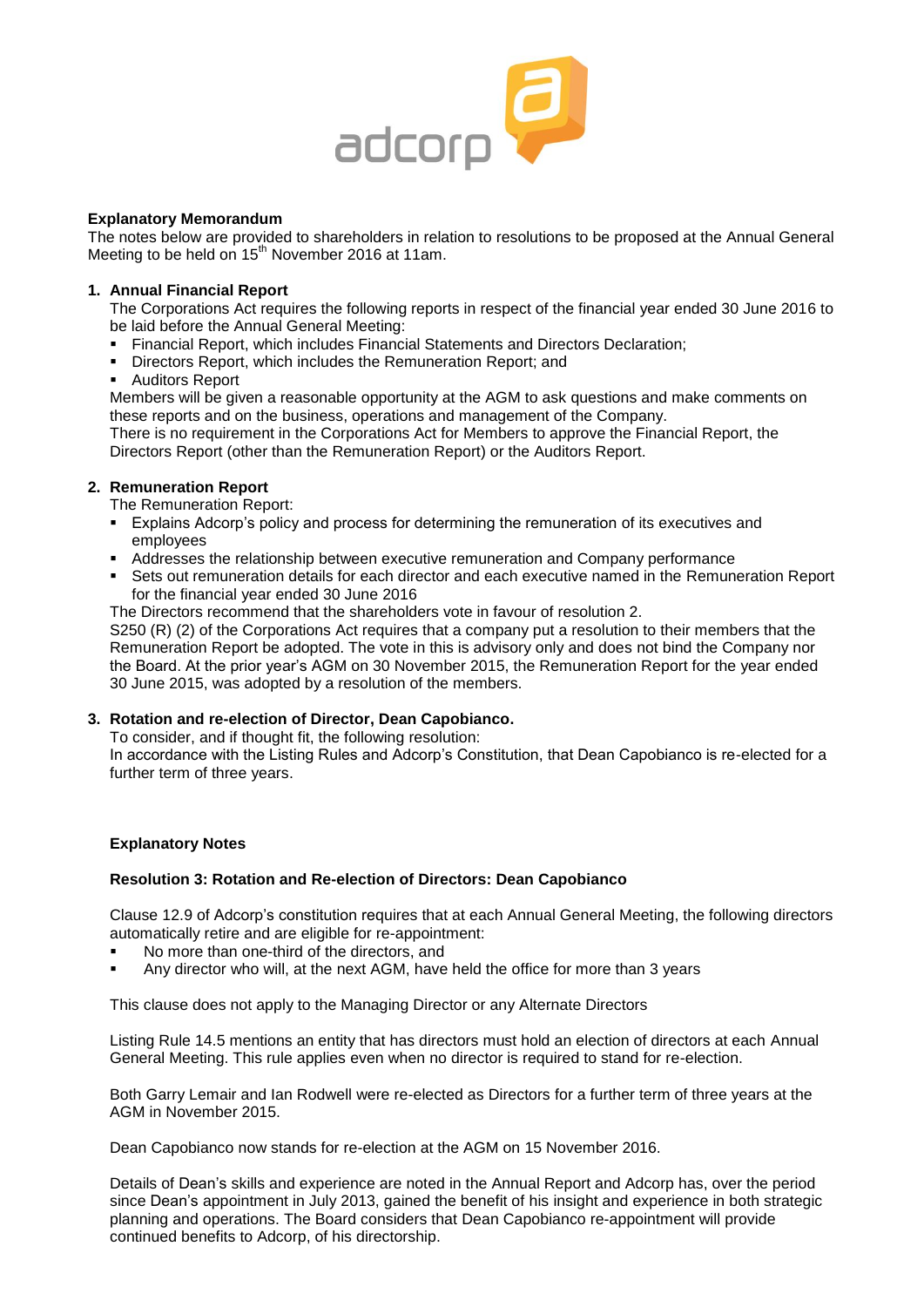**Explanatory Memorandum**

The notes below are provided to shareholders in relation to resolutions to be proposed at the Annual General Meeting to be held on 15th November 2016 at 11am.

1. **Annual Financial Report**

   The Corporations Act requires the following reports in respect of the financial year ended 30 June 2016 to be laid before the Annual General Meeting:

   - Financial Report, which includes Financial Statements and Directors Declaration;
   - Directors Report, which includes the Remuneration Report; and
   - Auditors Report

   Members will be given a reasonable opportunity at the AGM to ask questions and make comments on these reports and on the business, operations and management of the Company.

   There is no requirement in the Corporations Act for Members to approve the Financial Report, the Directors Report (other than the Remuneration Report) or the Auditors Report.

2. **Remuneration Report**

   The Remuneration Report:

   - Explains Adcorp's policy and process for determining the remuneration of its executives and employees
   - Addresses the relationship between executive remuneration and Company performance
   - Sets out remuneration details for each director and each executive named in the Remuneration Report for the financial year ended 30 June 2016

   The Directors recommend that the shareholders vote in favour of resolution 2.

   S250 (R) (2) of the Corporations Act requires that a company put a resolution to their members that the Remuneration Report be adopted. The vote in this is advisory only and does not bind the Company nor the Board. At the prior year's AGM on 30 November 2015, the Remuneration Report for the year ended 30 June 2015, was adopted by a resolution of the members.

3. **Rotation and re-election of Director, Dean Capobianco.**

   To consider, and if thought fit, the following resolution:

   In accordance with the Listing Rules and Adcorp's Constitution, that Dean Capobianco is re-elected for a further term of three years.

**Explanatory Notes**

**Resolution 3: Rotation and Re-election of Directors: Dean Capobianco**

Clause 12.9 of Adcorp's constitution requires that at each Annual General Meeting, the following directors automatically retire and are eligible for re-appointment:

- No more than one-third of the directors, and
- Any director who will, at the next AGM, have held the office for more than 3 years

This clause does not apply to the Managing Director or any Alternate Directors

Listing Rule 14.5 mentions an entity that has directors must hold an election of directors at each Annual General Meeting. This rule applies even when no director is required to stand for re-election.

Both Garry Lemair and Ian Rodwell were re-elected as Directors for a further term of three years at the AGM in November 2015.

Dean Capobianco now stands for re-election at the AGM on 15 November 2016.

Details of Dean's skills and experience are noted in the Annual Report and Adcorp has, over the period since Dean's appointment in July 2013, gained the benefit of his insight and experience in both strategic planning and operations. The Board considers that Dean Capobianco re-appointment will provide continued benefits to Adcorp, of his directorship.